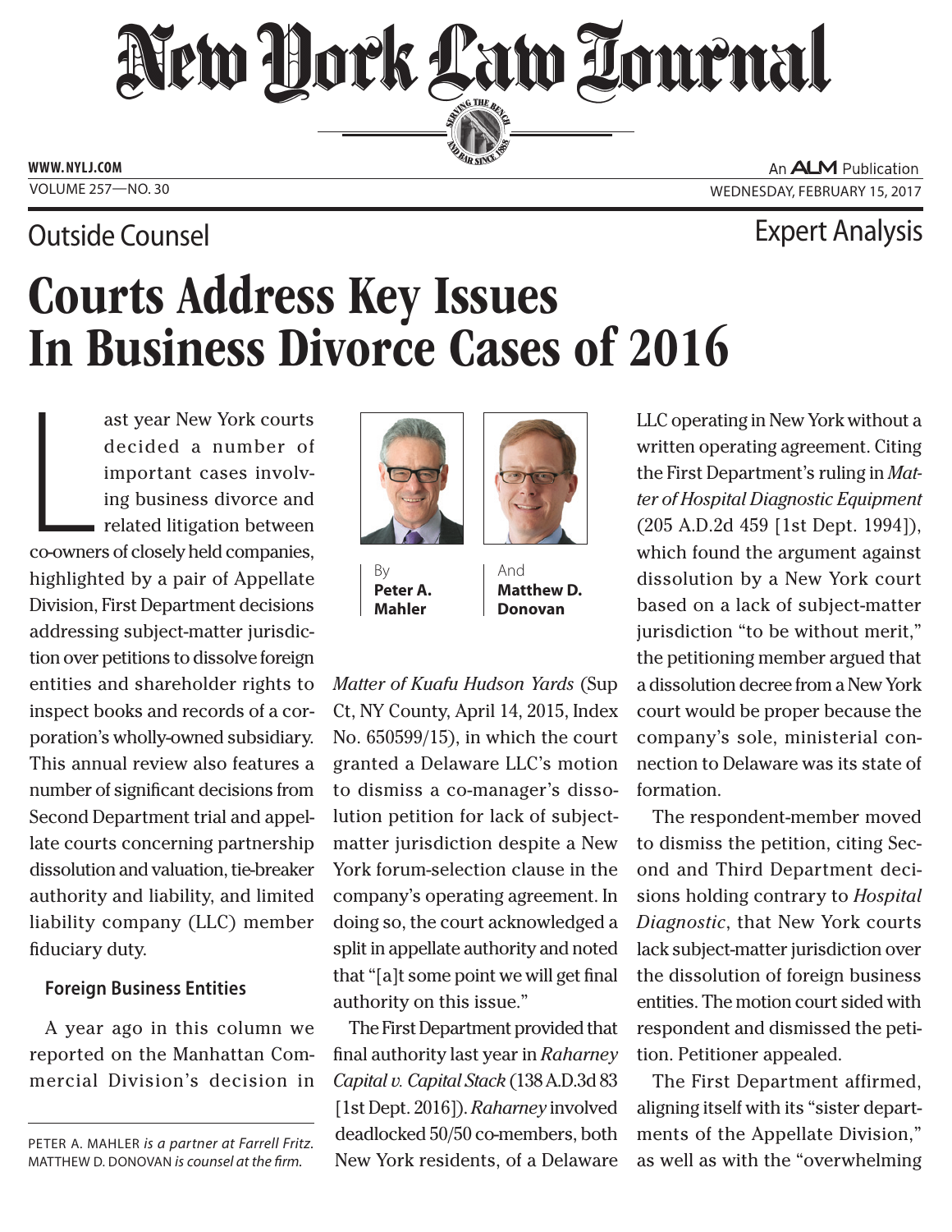# Courts Address Key Issues In Business Divorce Cases of 2016

Outside Counsel — Expert Analysis

By **Peter A. Mahler** And **Matthew D. Donovan**

Last year New York courts decided a number of important cases involving business divorce and related litigation between co-owners of closely held companies, highlighted by a pair of Appellate Division, First Department decisions addressing subject-matter jurisdiction over petitions to dissolve foreign entities and shareholder rights to inspect books and records of a corporation's wholly-owned subsidiary. This annual review also features a number of significant decisions from Second Department trial and appellate courts concerning partnership dissolution and valuation, tie-breaker authority and liability, and limited liability company (LLC) member fiduciary duty.

### Foreign Business Entities

A year ago in this column we reported on the Manhattan Commercial Division's decision in *Matter of Kuafu Hudson Yards* (Sup Ct, NY County, April 14, 2015, Index No. 650599/15), in which the court granted a Delaware LLC's motion to dismiss a co-manager's dissolution petition for lack of subject-matter jurisdiction despite a New York forum-selection clause in the company's operating agreement. In doing so, the court acknowledged a split in appellate authority and noted that "[a]t some point we will get final authority on this issue."

The First Department provided that final authority last year in *Raharney Capital v. Capital Stack* (138 A.D.3d 83 [1st Dept. 2016]). *Raharney* involved deadlocked 50/50 co-members, both New York residents, of a Delaware LLC operating in New York without a written operating agreement. Citing the First Department's ruling in *Matter of Hospital Diagnostic Equipment* (205 A.D.2d 459 [1st Dept. 1994]), which found the argument against dissolution by a New York court based on a lack of subject-matter jurisdiction "to be without merit," the petitioning member argued that a dissolution decree from a New York court would be proper because the company's sole, ministerial connection to Delaware was its state of formation.

The respondent-member moved to dismiss the petition, citing Second and Third Department decisions holding contrary to *Hospital Diagnostic*, that New York courts lack subject-matter jurisdiction over the dissolution of foreign business entities. The motion court sided with respondent and dismissed the petition. Petitioner appealed.

The First Department affirmed, aligning itself with its "sister departments of the Appellate Division," as well as with the "overwhelming

---

PETER A. MAHLER *is a partner at Farrell Fritz.* MATTHEW D. DONOVAN *is counsel at the firm.*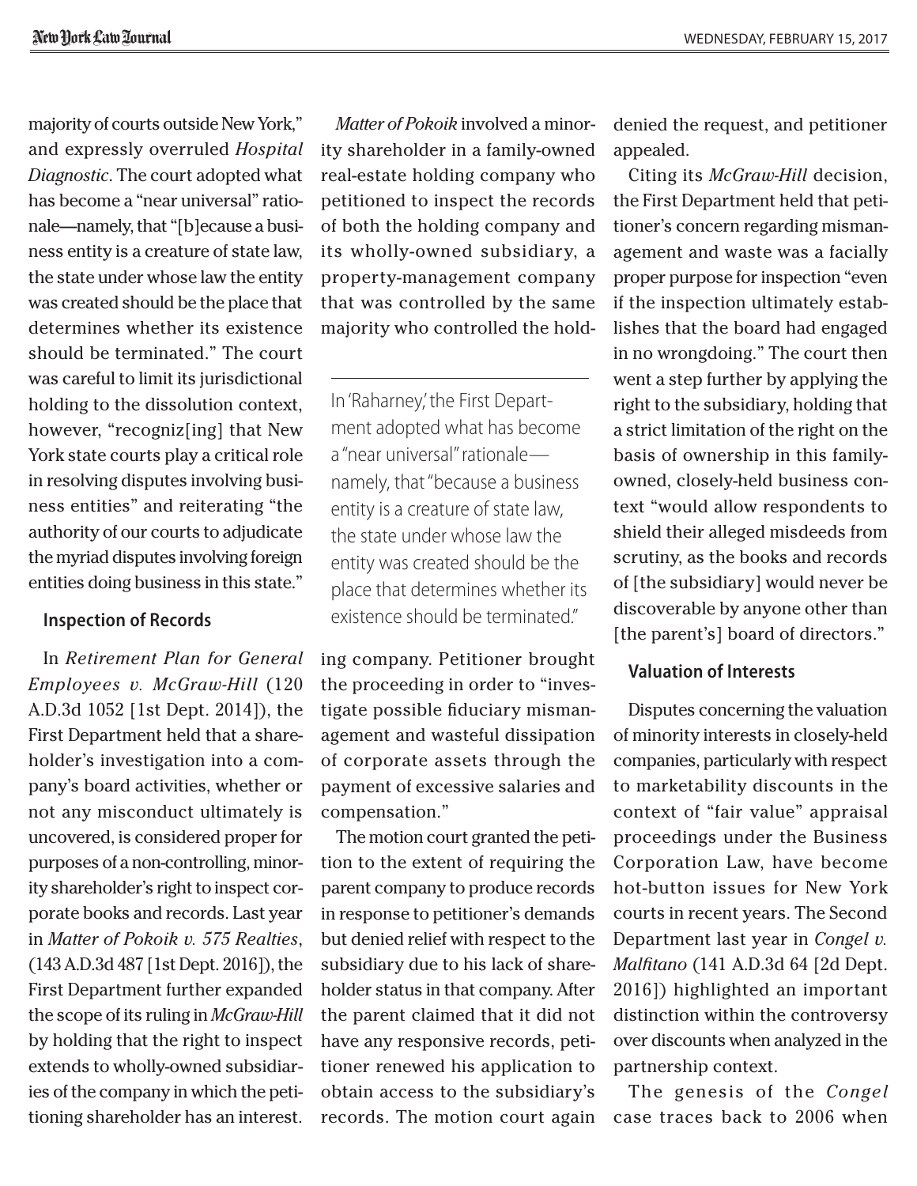majority of courts outside New York," and expressly overruled *Hospital Diagnostic*. The court adopted what has become a "near universal" rationale—namely, that "[b]ecause a business entity is a creature of state law, the state under whose law the entity was created should be the place that determines whether its existence should be terminated." The court was careful to limit its jurisdictional holding to the dissolution context, however, "recogniz[ing] that New York state courts play a critical role in resolving disputes involving business entities" and reiterating "the authority of our courts to adjudicate the myriad disputes involving foreign entities doing business in this state."

### Inspection of Records

In *Retirement Plan for General Employees v. McGraw-Hill* (120 A.D.3d 1052 [1st Dept. 2014]), the First Department held that a shareholder's investigation into a company's board activities, whether or not any misconduct ultimately is uncovered, is considered proper for purposes of a non-controlling, minority shareholder's right to inspect corporate books and records. Last year in *Matter of Pokoik v. 575 Realties*, (143 A.D.3d 487 [1st Dept. 2016]), the First Department further expanded the scope of its ruling in *McGraw-Hill* by holding that the right to inspect extends to wholly-owned subsidiaries of the company in which the petitioning shareholder has an interest.

*Matter of Pokoik* involved a minority shareholder in a family-owned real-estate holding company who petitioned to inspect the records of both the holding company and its wholly-owned subsidiary, a property-management company that was controlled by the same majority who controlled the holding company. Petitioner brought the proceeding in order to "investigate possible fiduciary mismanagement and wasteful dissipation of corporate assets through the payment of excessive salaries and compensation."

> In 'Raharney,' the First Department adopted what has become a "near universal" rationale—namely, that "because a business entity is a creature of state law, the state under whose law the entity was created should be the place that determines whether its existence should be terminated."

The motion court granted the petition to the extent of requiring the parent company to produce records in response to petitioner's demands but denied relief with respect to the subsidiary due to his lack of shareholder status in that company. After the parent claimed that it did not have any responsive records, petitioner renewed his application to obtain access to the subsidiary's records. The motion court again denied the request, and petitioner appealed.

Citing its *McGraw-Hill* decision, the First Department held that petitioner's concern regarding mismanagement and waste was a facially proper purpose for inspection "even if the inspection ultimately establishes that the board had engaged in no wrongdoing." The court then went a step further by applying the right to the subsidiary, holding that a strict limitation of the right on the basis of ownership in this family-owned, closely-held business context "would allow respondents to shield their alleged misdeeds from scrutiny, as the books and records of [the subsidiary] would never be discoverable by anyone other than [the parent's] board of directors."

### Valuation of Interests

Disputes concerning the valuation of minority interests in closely-held companies, particularly with respect to marketability discounts in the context of "fair value" appraisal proceedings under the Business Corporation Law, have become hot-button issues for New York courts in recent years. The Second Department last year in *Congel v. Malfitano* (141 A.D.3d 64 [2d Dept. 2016]) highlighted an important distinction within the controversy over discounts when analyzed in the partnership context.

The genesis of the *Congel* case traces back to 2006 when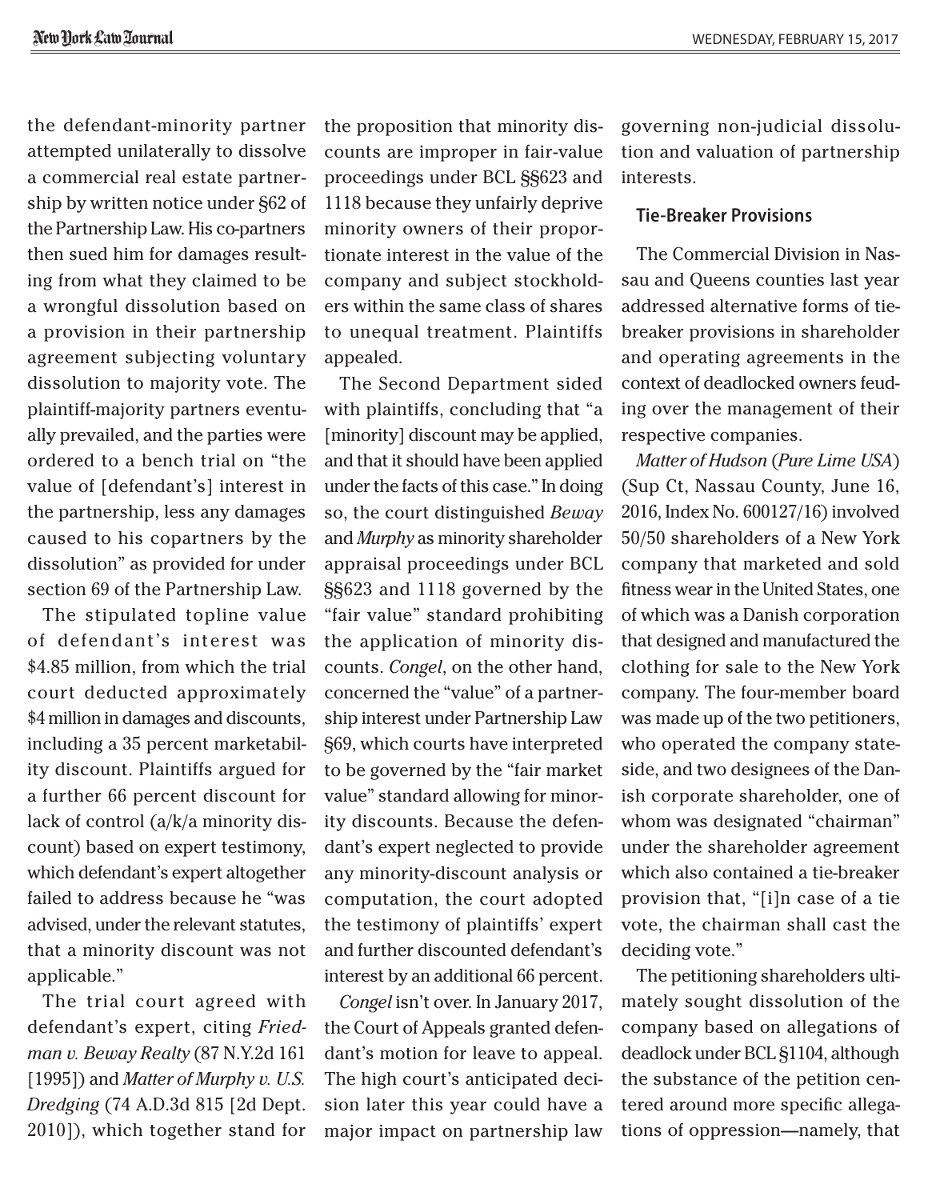the defendant-minority partner attempted unilaterally to dissolve a commercial real estate partnership by written notice under §62 of the Partnership Law. His co-partners then sued him for damages resulting from what they claimed to be a wrongful dissolution based on a provision in their partnership agreement subjecting voluntary dissolution to majority vote. The plaintiff-majority partners eventually prevailed, and the parties were ordered to a bench trial on "the value of [defendant's] interest in the partnership, less any damages caused to his copartners by the dissolution" as provided for under section 69 of the Partnership Law.

The stipulated topline value of defendant's interest was $4.85 million, from which the trial court deducted approximately $4 million in damages and discounts, including a 35 percent marketability discount. Plaintiffs argued for a further 66 percent discount for lack of control (a/k/a minority discount) based on expert testimony, which defendant's expert altogether failed to address because he "was advised, under the relevant statutes, that a minority discount was not applicable."

The trial court agreed with defendant's expert, citing *Friedman v. Beway Realty* (87 N.Y.2d 161 [1995]) and *Matter of Murphy v. U.S. Dredging* (74 A.D.3d 815 [2d Dept. 2010]), which together stand for the proposition that minority discounts are improper in fair-value proceedings under BCL §§623 and 1118 because they unfairly deprive minority owners of their proportionate interest in the value of the company and subject stockholders within the same class of shares to unequal treatment. Plaintiffs appealed.

The Second Department sided with plaintiffs, concluding that "a [minority] discount may be applied, and that it should have been applied under the facts of this case." In doing so, the court distinguished *Beway* and *Murphy* as minority shareholder appraisal proceedings under BCL §§623 and 1118 governed by the "fair value" standard prohibiting the application of minority discounts. *Congel*, on the other hand, concerned the "value" of a partnership interest under Partnership Law §69, which courts have interpreted to be governed by the "fair market value" standard allowing for minority discounts. Because the defendant's expert neglected to provide any minority-discount analysis or computation, the court adopted the testimony of plaintiffs' expert and further discounted defendant's interest by an additional 66 percent.

*Congel* isn't over. In January 2017, the Court of Appeals granted defendant's motion for leave to appeal. The high court's anticipated decision later this year could have a major impact on partnership law governing non-judicial dissolution and valuation of partnership interests.

## Tie-Breaker Provisions

The Commercial Division in Nassau and Queens counties last year addressed alternative forms of tie-breaker provisions in shareholder and operating agreements in the context of deadlocked owners feuding over the management of their respective companies.

*Matter of Hudson* (*Pure Lime USA*) (Sup Ct, Nassau County, June 16, 2016, Index No. 600127/16) involved 50/50 shareholders of a New York company that marketed and sold fitness wear in the United States, one of which was a Danish corporation that designed and manufactured the clothing for sale to the New York company. The four-member board was made up of the two petitioners, who operated the company stateside, and two designees of the Danish corporate shareholder, one of whom was designated "chairman" under the shareholder agreement which also contained a tie-breaker provision that, "[i]n case of a tie vote, the chairman shall cast the deciding vote."

The petitioning shareholders ultimately sought dissolution of the company based on allegations of deadlock under BCL §1104, although the substance of the petition centered around more specific allegations of oppression—namely, that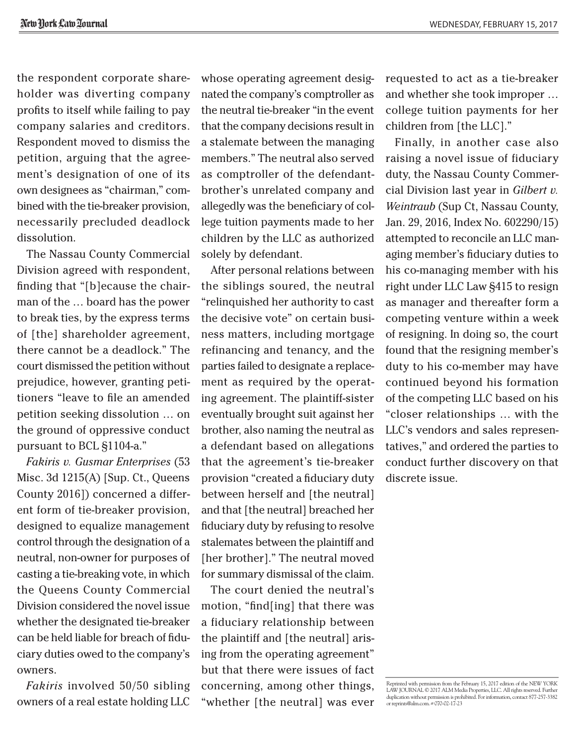the respondent corporate shareholder was diverting company profits to itself while failing to pay company salaries and creditors. Respondent moved to dismiss the petition, arguing that the agreement's designation of one of its own designees as "chairman," combined with the tie-breaker provision, necessarily precluded deadlock dissolution.

The Nassau County Commercial Division agreed with respondent, finding that "[b]ecause the chairman of the … board has the power to break ties, by the express terms of [the] shareholder agreement, there cannot be a deadlock." The court dismissed the petition without prejudice, however, granting petitioners "leave to file an amended petition seeking dissolution … on the ground of oppressive conduct pursuant to BCL §1104-a."

*Fakiris v. Gusmar Enterprises* (53 Misc. 3d 1215(A) [Sup. Ct., Queens County 2016]) concerned a different form of tie-breaker provision, designed to equalize management control through the designation of a neutral, non-owner for purposes of casting a tie-breaking vote, in which the Queens County Commercial Division considered the novel issue whether the designated tie-breaker can be held liable for breach of fiduciary duties owed to the company's owners.

*Fakiris* involved 50/50 sibling owners of a real estate holding LLC whose operating agreement designated the company's comptroller as the neutral tie-breaker "in the event that the company decisions result in a stalemate between the managing members." The neutral also served as comptroller of the defendant-brother's unrelated company and allegedly was the beneficiary of college tuition payments made to her children by the LLC as authorized solely by defendant.

After personal relations between the siblings soured, the neutral "relinquished her authority to cast the decisive vote" on certain business matters, including mortgage refinancing and tenancy, and the parties failed to designate a replacement as required by the operating agreement. The plaintiff-sister eventually brought suit against her brother, also naming the neutral as a defendant based on allegations that the agreement's tie-breaker provision "created a fiduciary duty between herself and [the neutral] and that [the neutral] breached her fiduciary duty by refusing to resolve stalemates between the plaintiff and [her brother]." The neutral moved for summary dismissal of the claim.

The court denied the neutral's motion, "find[ing] that there was a fiduciary relationship between the plaintiff and [the neutral] arising from the operating agreement" but that there were issues of fact concerning, among other things, "whether [the neutral] was ever requested to act as a tie-breaker and whether she took improper … college tuition payments for her children from [the LLC]."

Finally, in another case also raising a novel issue of fiduciary duty, the Nassau County Commercial Division last year in *Gilbert v. Weintraub* (Sup Ct, Nassau County, Jan. 29, 2016, Index No. 602290/15) attempted to reconcile an LLC managing member's fiduciary duties to his co-managing member with his right under LLC Law §415 to resign as manager and thereafter form a competing venture within a week of resigning. In doing so, the court found that the resigning member's duty to his co-member may have continued beyond his formation of the competing LLC based on his "closer relationships … with the LLC's vendors and sales representatives," and ordered the parties to conduct further discovery on that discrete issue.

Reprinted with permission from the February 15, 2017 edition of the NEW YORK LAW JOURNAL © 2017 ALM Media Properties, LLC. All rights reserved. Further duplication without permission is prohibited. For information, contact 877-257-3382 or reprints@alm.com. # 070-02-17-23